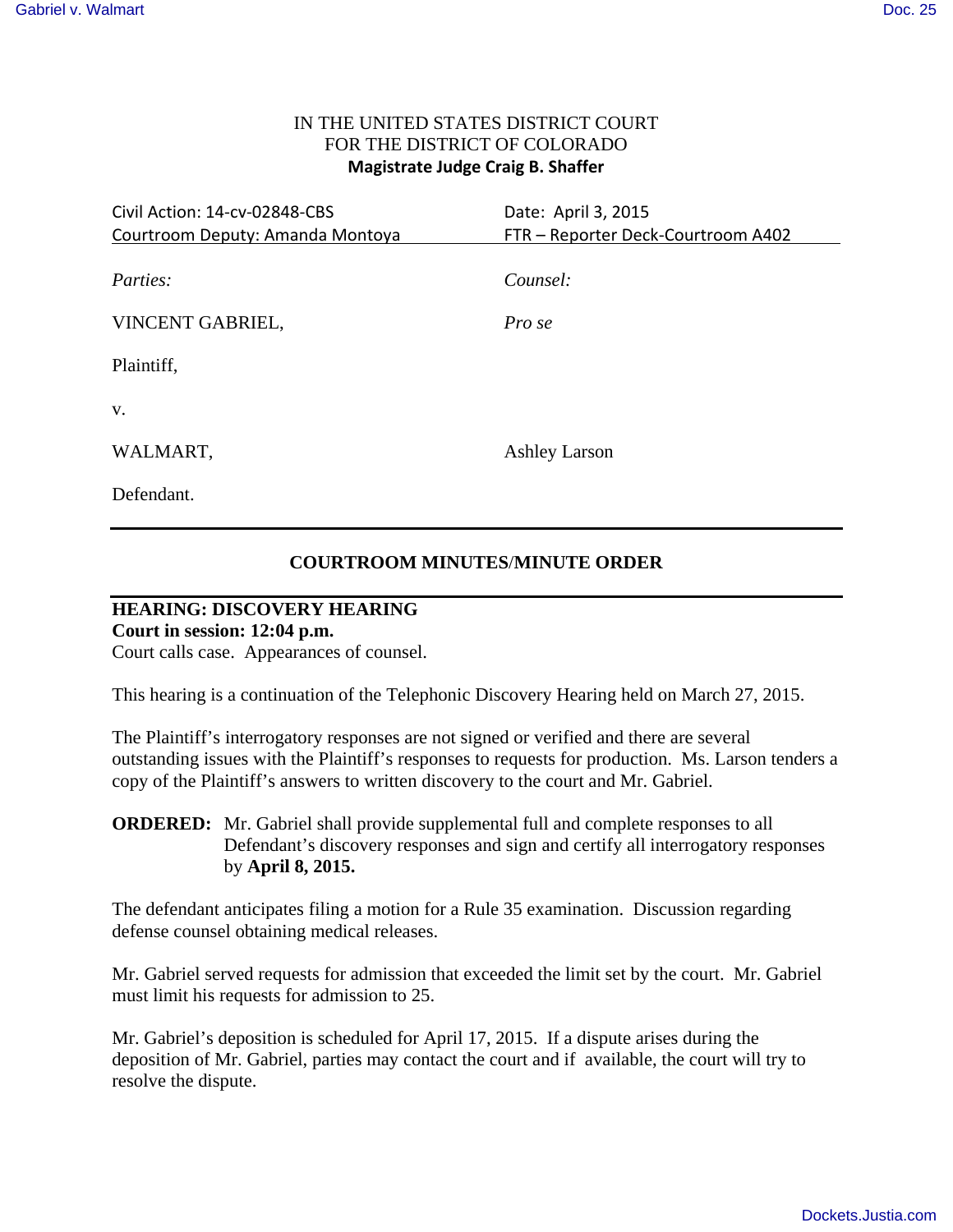IN THE UNITED STATES DISTRICT COURT
FOR THE DISTRICT OF COLORADO
**Magistrate Judge Craig B. Shaffer**

| Civil Action: 14-cv-02848-CBS | Date: April 3, 2015 |
| --- | --- |
| Courtroom Deputy: Amanda Montoya | FTR – Reporter Deck-Courtroom A402 |

| *Parties:* | *Counsel:* |
| --- | --- |
| VINCENT GABRIEL, | *Pro se* |
| Plaintiff, | |
| v. | |
| WALMART, | Ashley Larson |
| Defendant. | |

## COURTROOM MINUTES/MINUTE ORDER

**HEARING: DISCOVERY HEARING**
**Court in session: 12:04 p.m.**
Court calls case. Appearances of counsel.

This hearing is a continuation of the Telephonic Discovery Hearing held on March 27, 2015.

The Plaintiff's interrogatory responses are not signed or verified and there are several outstanding issues with the Plaintiff's responses to requests for production. Ms. Larson tenders a copy of the Plaintiff's answers to written discovery to the court and Mr. Gabriel.

**ORDERED:** Mr. Gabriel shall provide supplemental full and complete responses to all Defendant's discovery responses and sign and certify all interrogatory responses by **April 8, 2015.**

The defendant anticipates filing a motion for a Rule 35 examination. Discussion regarding defense counsel obtaining medical releases.

Mr. Gabriel served requests for admission that exceeded the limit set by the court. Mr. Gabriel must limit his requests for admission to 25.

Mr. Gabriel's deposition is scheduled for April 17, 2015. If a dispute arises during the deposition of Mr. Gabriel, parties may contact the court and if available, the court will try to resolve the dispute.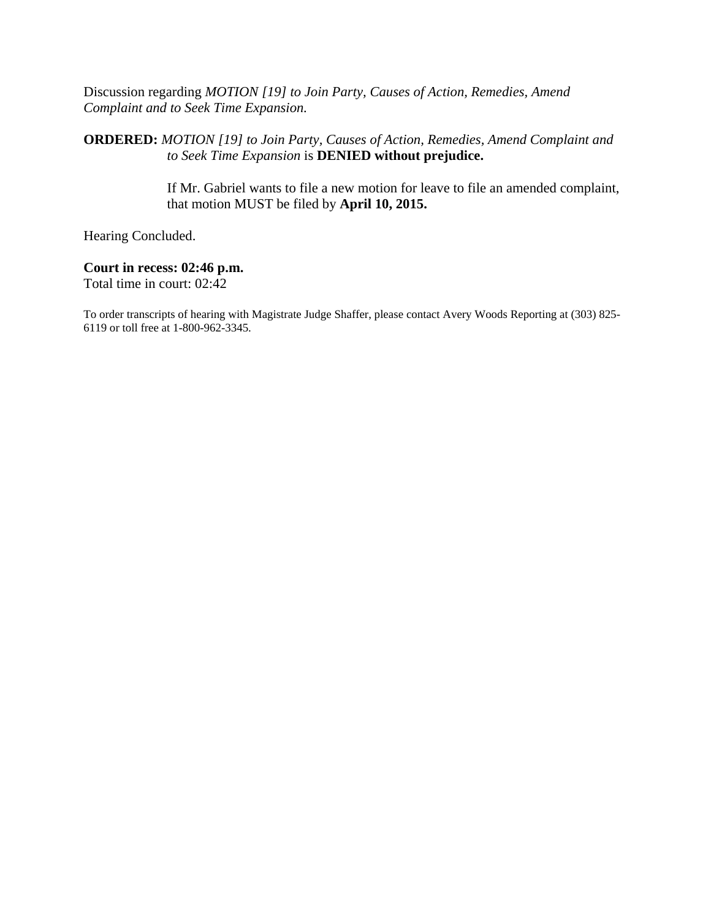Discussion regarding *MOTION [19] to Join Party, Causes of Action, Remedies, Amend Complaint and to Seek Time Expansion.*

**ORDERED:** *MOTION [19] to Join Party, Causes of Action, Remedies, Amend Complaint and to Seek Time Expansion* is **DENIED without prejudice.**

If Mr. Gabriel wants to file a new motion for leave to file an amended complaint, that motion MUST be filed by **April 10, 2015.**

Hearing Concluded.

**Court in recess: 02:46 p.m.**
Total time in court: 02:42

To order transcripts of hearing with Magistrate Judge Shaffer, please contact Avery Woods Reporting at (303) 825-6119 or toll free at 1-800-962-3345.